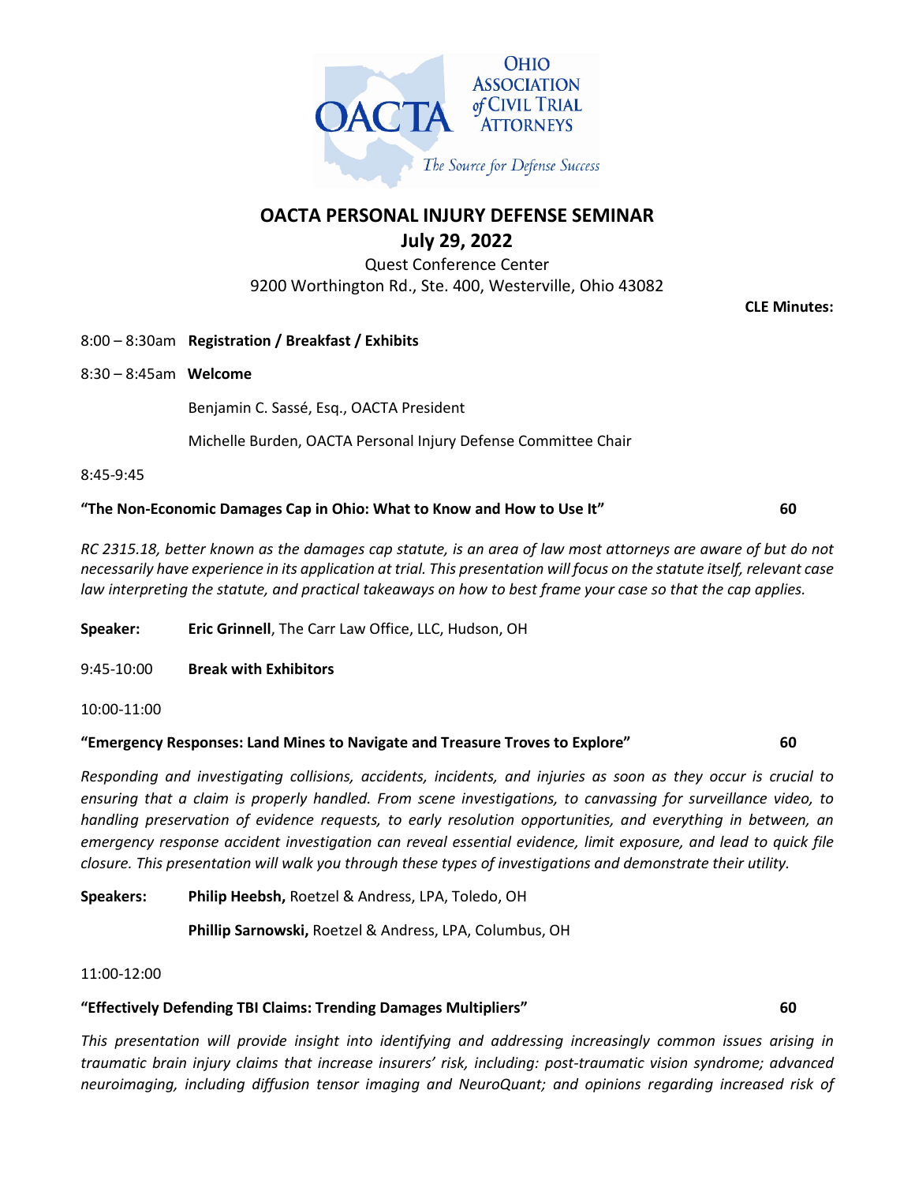OHIO ASSOCIATION of CIVIL TRIAL ATTORNEYS

OACTA

*The Source for Defense Success*

# OACTA PERSONAL INJURY DEFENSE SEMINAR

## July 29, 2022

Quest Conference Center
9200 Worthington Rd., Ste. 400, Westerville, Ohio 43082

**CLE Minutes:**

8:00 – 8:30am **Registration / Breakfast / Exhibits**

8:30 – 8:45am **Welcome**

Benjamin C. Sassé, Esq., OACTA President

Michelle Burden, OACTA Personal Injury Defense Committee Chair

8:45-9:45

**"The Non-Economic Damages Cap in Ohio: What to Know and How to Use It"** **60**

*RC 2315.18, better known as the damages cap statute, is an area of law most attorneys are aware of but do not necessarily have experience in its application at trial. This presentation will focus on the statute itself, relevant case law interpreting the statute, and practical takeaways on how to best frame your case so that the cap applies.*

**Speaker:** **Eric Grinnell**, The Carr Law Office, LLC, Hudson, OH

9:45-10:00 **Break with Exhibitors**

10:00-11:00

**"Emergency Responses: Land Mines to Navigate and Treasure Troves to Explore"** **60**

*Responding and investigating collisions, accidents, incidents, and injuries as soon as they occur is crucial to ensuring that a claim is properly handled. From scene investigations, to canvassing for surveillance video, to handling preservation of evidence requests, to early resolution opportunities, and everything in between, an emergency response accident investigation can reveal essential evidence, limit exposure, and lead to quick file closure. This presentation will walk you through these types of investigations and demonstrate their utility.*

**Speakers:** **Philip Heebsh,** Roetzel & Andress, LPA, Toledo, OH

**Phillip Sarnowski,** Roetzel & Andress, LPA, Columbus, OH

11:00-12:00

**"Effectively Defending TBI Claims: Trending Damages Multipliers"** **60**

*This presentation will provide insight into identifying and addressing increasingly common issues arising in traumatic brain injury claims that increase insurers' risk, including: post-traumatic vision syndrome; advanced neuroimaging, including diffusion tensor imaging and NeuroQuant; and opinions regarding increased risk of*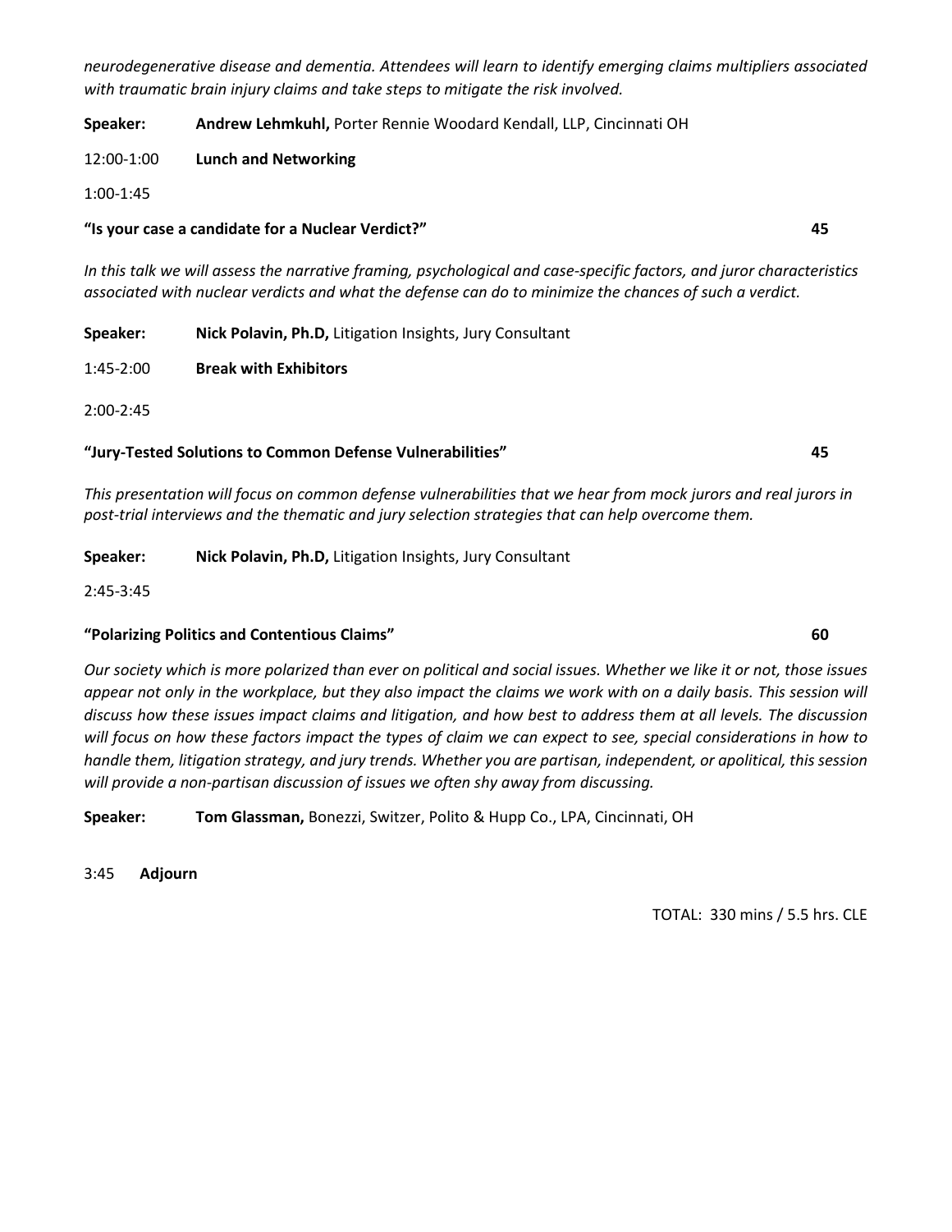*neurodegenerative disease and dementia. Attendees will learn to identify emerging claims multipliers associated with traumatic brain injury claims and take steps to mitigate the risk involved.*

**Speaker:** **Andrew Lehmkuhl,** Porter Rennie Woodard Kendall, LLP, Cincinnati OH

12:00-1:00 **Lunch and Networking**

1:00-1:45

**"Is your case a candidate for a Nuclear Verdict?"** **45**

*In this talk we will assess the narrative framing, psychological and case-specific factors, and juror characteristics associated with nuclear verdicts and what the defense can do to minimize the chances of such a verdict.*

**Speaker:** **Nick Polavin, Ph.D,** Litigation Insights, Jury Consultant

1:45-2:00 **Break with Exhibitors**

2:00-2:45

**"Jury-Tested Solutions to Common Defense Vulnerabilities"** **45**

*This presentation will focus on common defense vulnerabilities that we hear from mock jurors and real jurors in post-trial interviews and the thematic and jury selection strategies that can help overcome them.*

**Speaker:** **Nick Polavin, Ph.D,** Litigation Insights, Jury Consultant

2:45-3:45

**"Polarizing Politics and Contentious Claims"** **60**

*Our society which is more polarized than ever on political and social issues. Whether we like it or not, those issues appear not only in the workplace, but they also impact the claims we work with on a daily basis. This session will discuss how these issues impact claims and litigation, and how best to address them at all levels. The discussion will focus on how these factors impact the types of claim we can expect to see, special considerations in how to handle them, litigation strategy, and jury trends. Whether you are partisan, independent, or apolitical, this session will provide a non-partisan discussion of issues we often shy away from discussing.*

**Speaker:** **Tom Glassman,** Bonezzi, Switzer, Polito & Hupp Co., LPA, Cincinnati, OH

3:45 **Adjourn**

TOTAL: 330 mins / 5.5 hrs. CLE